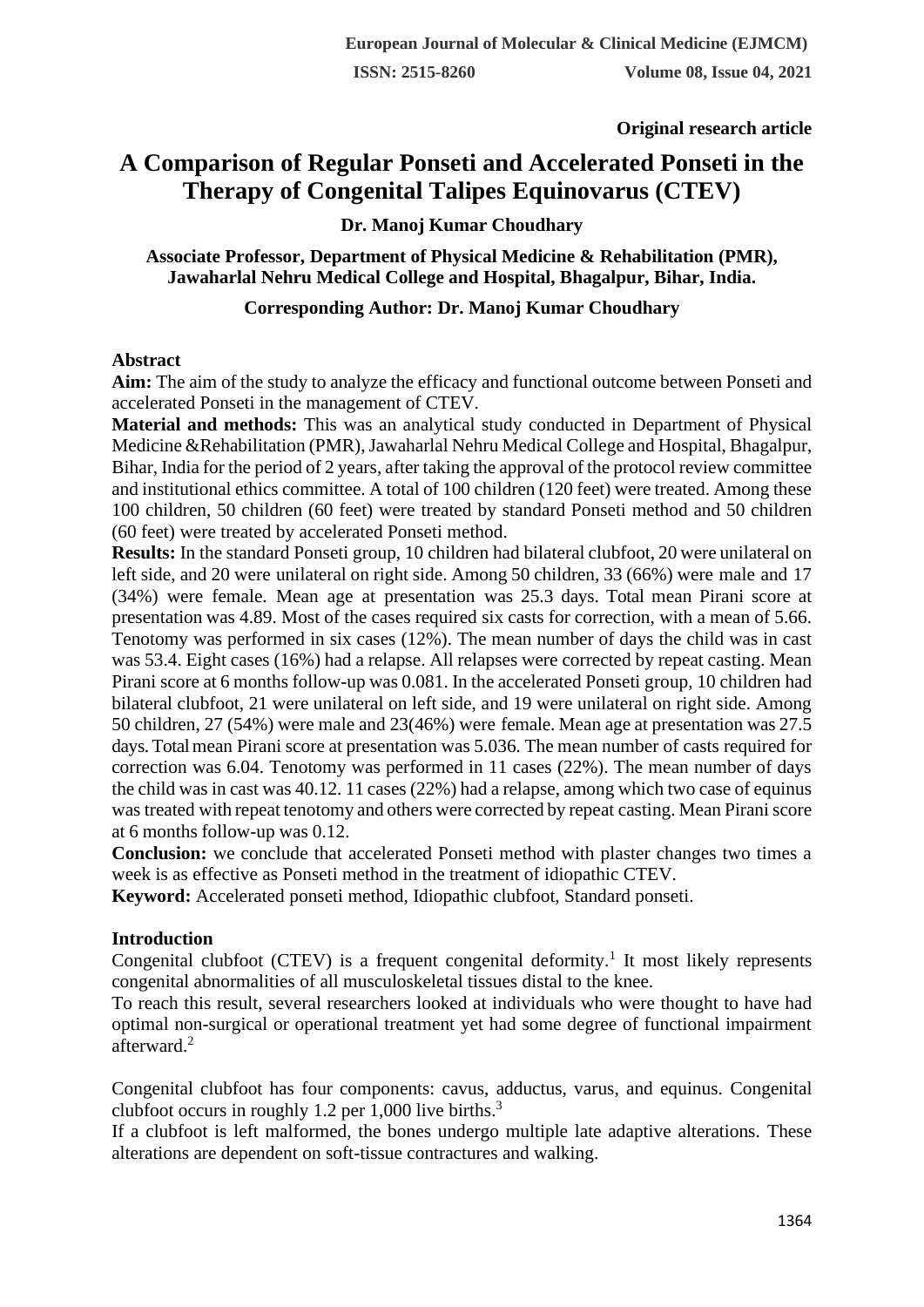Original research article

# A Comparison of Regular Ponseti and Accelerated Ponseti in the Therapy of Congenital Talipes Equinovarus (CTEV)

**Dr. Manoj Kumar Choudhary**

**Associate Professor, Department of Physical Medicine & Rehabilitation (PMR), Jawaharlal Nehru Medical College and Hospital, Bhagalpur, Bihar, India.**

**Corresponding Author: Dr. Manoj Kumar Choudhary**

## Abstract

**Aim:** The aim of the study to analyze the efficacy and functional outcome between Ponseti and accelerated Ponseti in the management of CTEV.

**Material and methods:** This was an analytical study conducted in Department of Physical Medicine &Rehabilitation (PMR), Jawaharlal Nehru Medical College and Hospital, Bhagalpur, Bihar, India for the period of 2 years, after taking the approval of the protocol review committee and institutional ethics committee. A total of 100 children (120 feet) were treated. Among these 100 children, 50 children (60 feet) were treated by standard Ponseti method and 50 children (60 feet) were treated by accelerated Ponseti method.

**Results:** In the standard Ponseti group, 10 children had bilateral clubfoot, 20 were unilateral on left side, and 20 were unilateral on right side. Among 50 children, 33 (66%) were male and 17 (34%) were female. Mean age at presentation was 25.3 days. Total mean Pirani score at presentation was 4.89. Most of the cases required six casts for correction, with a mean of 5.66. Tenotomy was performed in six cases (12%). The mean number of days the child was in cast was 53.4. Eight cases (16%) had a relapse. All relapses were corrected by repeat casting. Mean Pirani score at 6 months follow-up was 0.081. In the accelerated Ponseti group, 10 children had bilateral clubfoot, 21 were unilateral on left side, and 19 were unilateral on right side. Among 50 children, 27 (54%) were male and 23(46%) were female. Mean age at presentation was 27.5 days. Total mean Pirani score at presentation was 5.036. The mean number of casts required for correction was 6.04. Tenotomy was performed in 11 cases (22%). The mean number of days the child was in cast was 40.12. 11 cases (22%) had a relapse, among which two case of equinus was treated with repeat tenotomy and others were corrected by repeat casting. Mean Pirani score at 6 months follow-up was 0.12.

**Conclusion:** we conclude that accelerated Ponseti method with plaster changes two times a week is as effective as Ponseti method in the treatment of idiopathic CTEV.

**Keyword:** Accelerated ponseti method, Idiopathic clubfoot, Standard ponseti.

## Introduction

Congenital clubfoot (CTEV) is a frequent congenital deformity.[1] It most likely represents congenital abnormalities of all musculoskeletal tissues distal to the knee.

To reach this result, several researchers looked at individuals who were thought to have had optimal non-surgical or operational treatment yet had some degree of functional impairment afterward.[2]

Congenital clubfoot has four components: cavus, adductus, varus, and equinus. Congenital clubfoot occurs in roughly 1.2 per 1,000 live births.[3]

If a clubfoot is left malformed, the bones undergo multiple late adaptive alterations. These alterations are dependent on soft-tissue contractures and walking.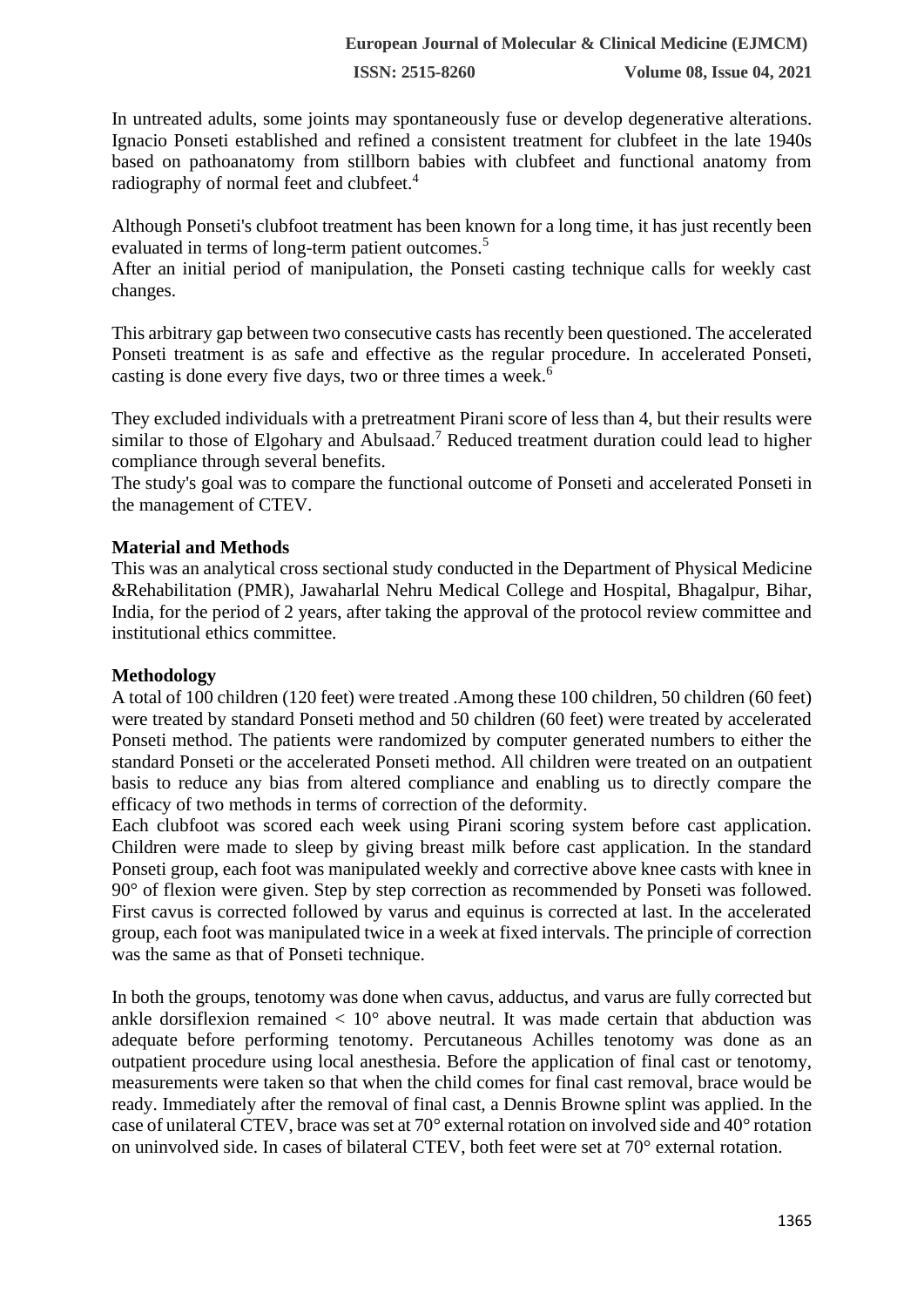In untreated adults, some joints may spontaneously fuse or develop degenerative alterations. Ignacio Ponseti established and refined a consistent treatment for clubfeet in the late 1940s based on pathoanatomy from stillborn babies with clubfeet and functional anatomy from radiography of normal feet and clubfeet.[4]

Although Ponseti's clubfoot treatment has been known for a long time, it has just recently been evaluated in terms of long-term patient outcomes.[5]

After an initial period of manipulation, the Ponseti casting technique calls for weekly cast changes.

This arbitrary gap between two consecutive casts has recently been questioned. The accelerated Ponseti treatment is as safe and effective as the regular procedure. In accelerated Ponseti, casting is done every five days, two or three times a week.[6]

They excluded individuals with a pretreatment Pirani score of less than 4, but their results were similar to those of Elgohary and Abulsaad.[7] Reduced treatment duration could lead to higher compliance through several benefits.

The study's goal was to compare the functional outcome of Ponseti and accelerated Ponseti in the management of CTEV.

**Material and Methods**

This was an analytical cross sectional study conducted in the Department of Physical Medicine &Rehabilitation (PMR), Jawaharlal Nehru Medical College and Hospital, Bhagalpur, Bihar, India, for the period of 2 years, after taking the approval of the protocol review committee and institutional ethics committee.

**Methodology**

A total of 100 children (120 feet) were treated .Among these 100 children, 50 children (60 feet) were treated by standard Ponseti method and 50 children (60 feet) were treated by accelerated Ponseti method. The patients were randomized by computer generated numbers to either the standard Ponseti or the accelerated Ponseti method. All children were treated on an outpatient basis to reduce any bias from altered compliance and enabling us to directly compare the efficacy of two methods in terms of correction of the deformity.

Each clubfoot was scored each week using Pirani scoring system before cast application. Children were made to sleep by giving breast milk before cast application. In the standard Ponseti group, each foot was manipulated weekly and corrective above knee casts with knee in 90° of flexion were given. Step by step correction as recommended by Ponseti was followed. First cavus is corrected followed by varus and equinus is corrected at last. In the accelerated group, each foot was manipulated twice in a week at fixed intervals. The principle of correction was the same as that of Ponseti technique.

In both the groups, tenotomy was done when cavus, adductus, and varus are fully corrected but ankle dorsiflexion remained $< 10°$ above neutral. It was made certain that abduction was adequate before performing tenotomy. Percutaneous Achilles tenotomy was done as an outpatient procedure using local anesthesia. Before the application of final cast or tenotomy, measurements were taken so that when the child comes for final cast removal, brace would be ready. Immediately after the removal of final cast, a Dennis Browne splint was applied. In the case of unilateral CTEV, brace was set at 70° external rotation on involved side and 40° rotation on uninvolved side. In cases of bilateral CTEV, both feet were set at 70° external rotation.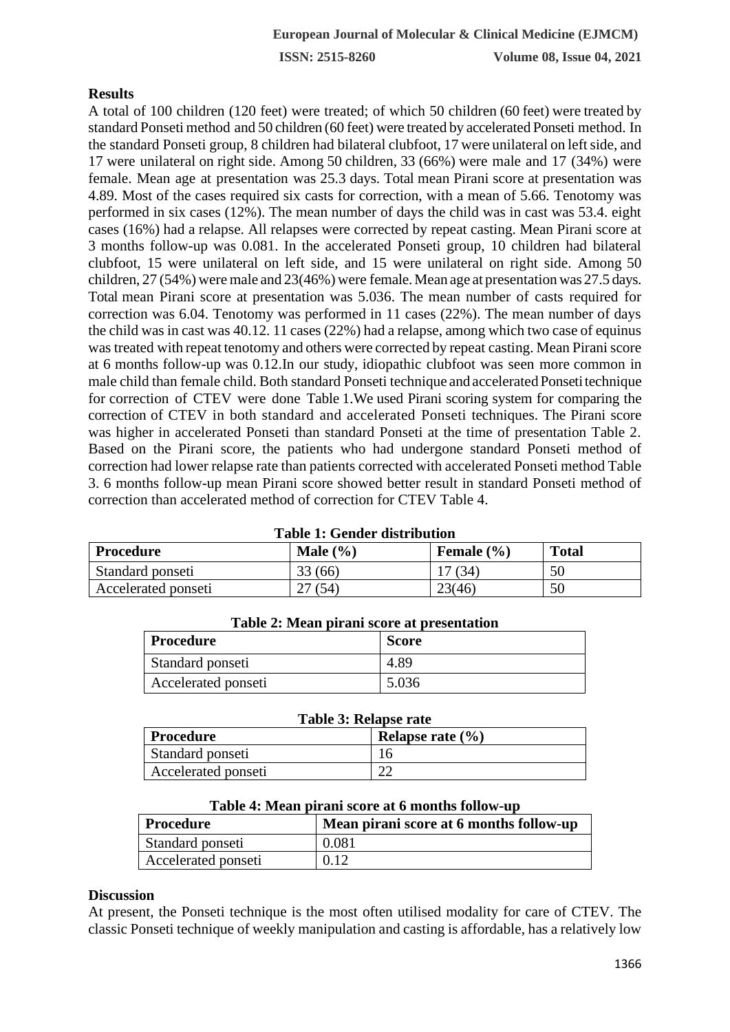## Results

A total of 100 children (120 feet) were treated; of which 50 children (60 feet) were treated by standard Ponseti method and 50 children (60 feet) were treated by accelerated Ponseti method. In the standard Ponseti group, 8 children had bilateral clubfoot, 17 were unilateral on left side, and 17 were unilateral on right side. Among 50 children, 33 (66%) were male and 17 (34%) were female. Mean age at presentation was 25.3 days. Total mean Pirani score at presentation was 4.89. Most of the cases required six casts for correction, with a mean of 5.66. Tenotomy was performed in six cases (12%). The mean number of days the child was in cast was 53.4. eight cases (16%) had a relapse. All relapses were corrected by repeat casting. Mean Pirani score at 3 months follow-up was 0.081. In the accelerated Ponseti group, 10 children had bilateral clubfoot, 15 were unilateral on left side, and 15 were unilateral on right side. Among 50 children, 27 (54%) were male and 23(46%) were female. Mean age at presentation was 27.5 days. Total mean Pirani score at presentation was 5.036. The mean number of casts required for correction was 6.04. Tenotomy was performed in 11 cases (22%). The mean number of days the child was in cast was 40.12. 11 cases (22%) had a relapse, among which two case of equinus was treated with repeat tenotomy and others were corrected by repeat casting. Mean Pirani score at 6 months follow-up was 0.12.In our study, idiopathic clubfoot was seen more common in male child than female child. Both standard Ponseti technique and accelerated Ponseti technique for correction of CTEV were done Table 1.We used Pirani scoring system for comparing the correction of CTEV in both standard and accelerated Ponseti techniques. The Pirani score was higher in accelerated Ponseti than standard Ponseti at the time of presentation Table 2. Based on the Pirani score, the patients who had undergone standard Ponseti method of correction had lower relapse rate than patients corrected with accelerated Ponseti method Table 3. 6 months follow-up mean Pirani score showed better result in standard Ponseti method of correction than accelerated method of correction for CTEV Table 4.

**Table 1: Gender distribution**

| Procedure | Male (%) | Female (%) | Total |
|---|---|---|---|
| Standard ponseti | 33 (66) | 17 (34) | 50 |
| Accelerated ponseti | 27 (54) | 23(46) | 50 |

**Table 2: Mean pirani score at presentation**

| Procedure | Score |
|---|---|
| Standard ponseti | 4.89 |
| Accelerated ponseti | 5.036 |

**Table 3: Relapse rate**

| Procedure | Relapse rate (%) |
|---|---|
| Standard ponseti | 16 |
| Accelerated ponseti | 22 |

**Table 4: Mean pirani score at 6 months follow-up**

| Procedure | Mean pirani score at 6 months follow-up |
|---|---|
| Standard ponseti | 0.081 |
| Accelerated ponseti | 0.12 |

## Discussion

At present, the Ponseti technique is the most often utilised modality for care of CTEV. The classic Ponseti technique of weekly manipulation and casting is affordable, has a relatively low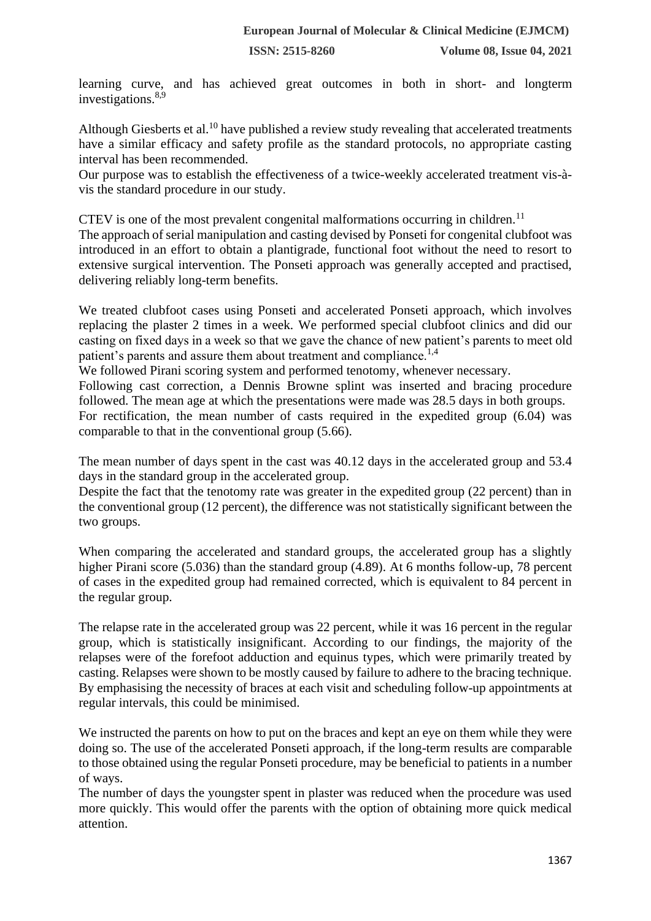learning curve, and has achieved great outcomes in both in short- and longterm investigations.[8,9]

Although Giesberts et al.[10] have published a review study revealing that accelerated treatments have a similar efficacy and safety profile as the standard protocols, no appropriate casting interval has been recommended.

Our purpose was to establish the effectiveness of a twice-weekly accelerated treatment vis-à-vis the standard procedure in our study.

CTEV is one of the most prevalent congenital malformations occurring in children.[11]

The approach of serial manipulation and casting devised by Ponseti for congenital clubfoot was introduced in an effort to obtain a plantigrade, functional foot without the need to resort to extensive surgical intervention. The Ponseti approach was generally accepted and practised, delivering reliably long-term benefits.

We treated clubfoot cases using Ponseti and accelerated Ponseti approach, which involves replacing the plaster 2 times in a week. We performed special clubfoot clinics and did our casting on fixed days in a week so that we gave the chance of new patient's parents to meet old patient's parents and assure them about treatment and compliance.[1,4]

We followed Pirani scoring system and performed tenotomy, whenever necessary.

Following cast correction, a Dennis Browne splint was inserted and bracing procedure followed. The mean age at which the presentations were made was 28.5 days in both groups.

For rectification, the mean number of casts required in the expedited group (6.04) was comparable to that in the conventional group (5.66).

The mean number of days spent in the cast was 40.12 days in the accelerated group and 53.4 days in the standard group in the accelerated group.

Despite the fact that the tenotomy rate was greater in the expedited group (22 percent) than in the conventional group (12 percent), the difference was not statistically significant between the two groups.

When comparing the accelerated and standard groups, the accelerated group has a slightly higher Pirani score (5.036) than the standard group (4.89). At 6 months follow-up, 78 percent of cases in the expedited group had remained corrected, which is equivalent to 84 percent in the regular group.

The relapse rate in the accelerated group was 22 percent, while it was 16 percent in the regular group, which is statistically insignificant. According to our findings, the majority of the relapses were of the forefoot adduction and equinus types, which were primarily treated by casting. Relapses were shown to be mostly caused by failure to adhere to the bracing technique. By emphasising the necessity of braces at each visit and scheduling follow-up appointments at regular intervals, this could be minimised.

We instructed the parents on how to put on the braces and kept an eye on them while they were doing so. The use of the accelerated Ponseti approach, if the long-term results are comparable to those obtained using the regular Ponseti procedure, may be beneficial to patients in a number of ways.

The number of days the youngster spent in plaster was reduced when the procedure was used more quickly. This would offer the parents with the option of obtaining more quick medical attention.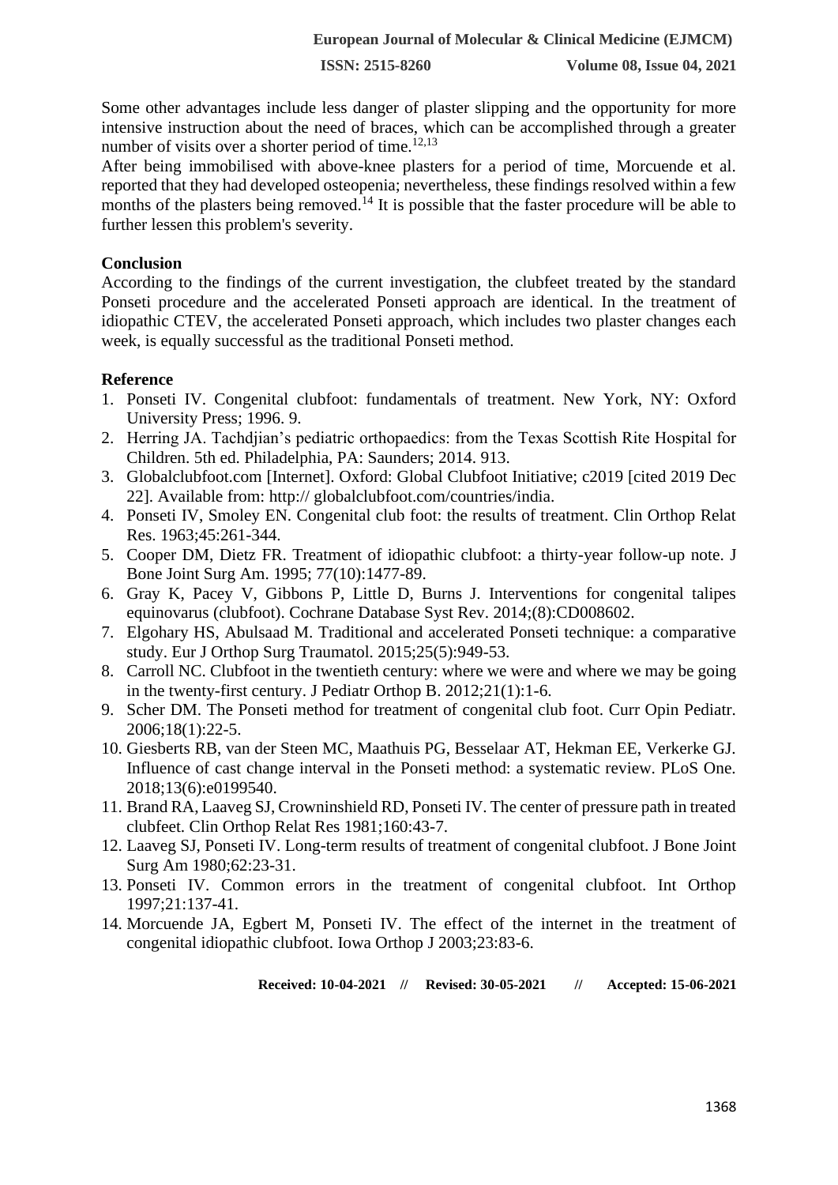Some other advantages include less danger of plaster slipping and the opportunity for more intensive instruction about the need of braces, which can be accomplished through a greater number of visits over a shorter period of time.[12,13]

After being immobilised with above-knee plasters for a period of time, Morcuende et al. reported that they had developed osteopenia; nevertheless, these findings resolved within a few months of the plasters being removed.[14] It is possible that the faster procedure will be able to further lessen this problem's severity.

## Conclusion

According to the findings of the current investigation, the clubfeet treated by the standard Ponseti procedure and the accelerated Ponseti approach are identical. In the treatment of idiopathic CTEV, the accelerated Ponseti approach, which includes two plaster changes each week, is equally successful as the traditional Ponseti method.

## Reference

1. Ponseti IV. Congenital clubfoot: fundamentals of treatment. New York, NY: Oxford University Press; 1996. 9.
2. Herring JA. Tachdjian's pediatric orthopaedics: from the Texas Scottish Rite Hospital for Children. 5th ed. Philadelphia, PA: Saunders; 2014. 913.
3. Globalclubfoot.com [Internet]. Oxford: Global Clubfoot Initiative; c2019 [cited 2019 Dec 22]. Available from: http:// globalclubfoot.com/countries/india.
4. Ponseti IV, Smoley EN. Congenital club foot: the results of treatment. Clin Orthop Relat Res. 1963;45:261-344.
5. Cooper DM, Dietz FR. Treatment of idiopathic clubfoot: a thirty-year follow-up note. J Bone Joint Surg Am. 1995; 77(10):1477-89.
6. Gray K, Pacey V, Gibbons P, Little D, Burns J. Interventions for congenital talipes equinovarus (clubfoot). Cochrane Database Syst Rev. 2014;(8):CD008602.
7. Elgohary HS, Abulsaad M. Traditional and accelerated Ponseti technique: a comparative study. Eur J Orthop Surg Traumatol. 2015;25(5):949-53.
8. Carroll NC. Clubfoot in the twentieth century: where we were and where we may be going in the twenty-first century. J Pediatr Orthop B. 2012;21(1):1-6.
9. Scher DM. The Ponseti method for treatment of congenital club foot. Curr Opin Pediatr. 2006;18(1):22-5.
10. Giesberts RB, van der Steen MC, Maathuis PG, Besselaar AT, Hekman EE, Verkerke GJ. Influence of cast change interval in the Ponseti method: a systematic review. PLoS One. 2018;13(6):e0199540.
11. Brand RA, Laaveg SJ, Crowninshield RD, Ponseti IV. The center of pressure path in treated clubfeet. Clin Orthop Relat Res 1981;160:43-7.
12. Laaveg SJ, Ponseti IV. Long-term results of treatment of congenital clubfoot. J Bone Joint Surg Am 1980;62:23-31.
13. Ponseti IV. Common errors in the treatment of congenital clubfoot. Int Orthop 1997;21:137-41.
14. Morcuende JA, Egbert M, Ponseti IV. The effect of the internet in the treatment of congenital idiopathic clubfoot. Iowa Orthop J 2003;23:83-6.

**Received: 10-04-2021 // Revised: 30-05-2021 // Accepted: 15-06-2021**